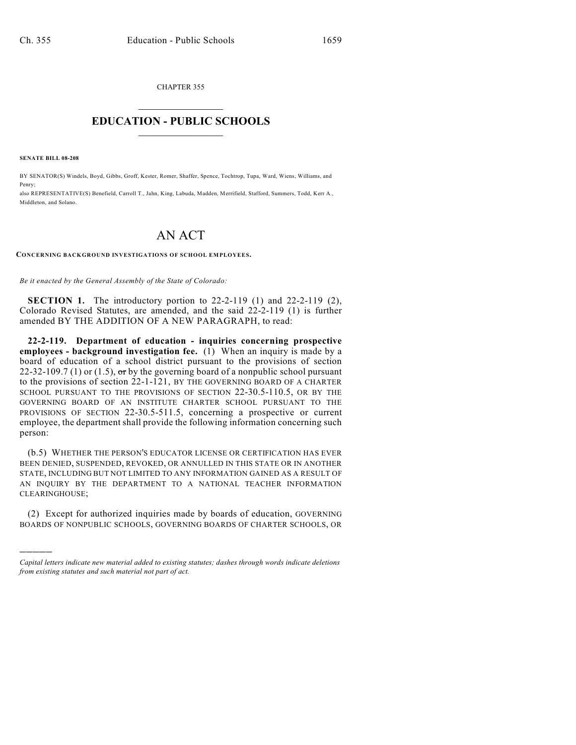CHAPTER 355

# EDUCATION - PUBLIC SCHOOLS

**SENATE BILL 08-208**

BY SENATOR(S) Windels, Boyd, Gibbs, Groff, Kester, Romer, Shaffer, Spence, Tochtrop, Tupa, Ward, Wiens, Williams, and Penry;

also REPRESENTATIVE(S) Benefield, Carroll T., Jahn, King, Labuda, Madden, Merrifield, Stafford, Summers, Todd, Kerr A., Middleton, and Solano.

# AN ACT

**CONCERNING BACKGROUND INVESTIGATIONS OF SCHOOL EMPLOYEES.**

*Be it enacted by the General Assembly of the State of Colorado:*

**SECTION 1.** The introductory portion to 22-2-119 (1) and 22-2-119 (2), Colorado Revised Statutes, are amended, and the said 22-2-119 (1) is further amended BY THE ADDITION OF A NEW PARAGRAPH, to read:

**22-2-119. Department of education - inquiries concerning prospective employees - background investigation fee.** (1) When an inquiry is made by a board of education of a school district pursuant to the provisions of section 22-32-109.7 (1) or (1.5), ~~or~~ by the governing board of a nonpublic school pursuant to the provisions of section 22-1-121, BY THE GOVERNING BOARD OF A CHARTER SCHOOL PURSUANT TO THE PROVISIONS OF SECTION 22-30.5-110.5, OR BY THE GOVERNING BOARD OF AN INSTITUTE CHARTER SCHOOL PURSUANT TO THE PROVISIONS OF SECTION 22-30.5-511.5, concerning a prospective or current employee, the department shall provide the following information concerning such person:

(b.5) WHETHER THE PERSON'S EDUCATOR LICENSE OR CERTIFICATION HAS EVER BEEN DENIED, SUSPENDED, REVOKED, OR ANNULLED IN THIS STATE OR IN ANOTHER STATE, INCLUDING BUT NOT LIMITED TO ANY INFORMATION GAINED AS A RESULT OF AN INQUIRY BY THE DEPARTMENT TO A NATIONAL TEACHER INFORMATION CLEARINGHOUSE;

(2) Except for authorized inquiries made by boards of education, GOVERNING BOARDS OF NONPUBLIC SCHOOLS, GOVERNING BOARDS OF CHARTER SCHOOLS, OR

---

*Capital letters indicate new material added to existing statutes; dashes through words indicate deletions from existing statutes and such material not part of act.*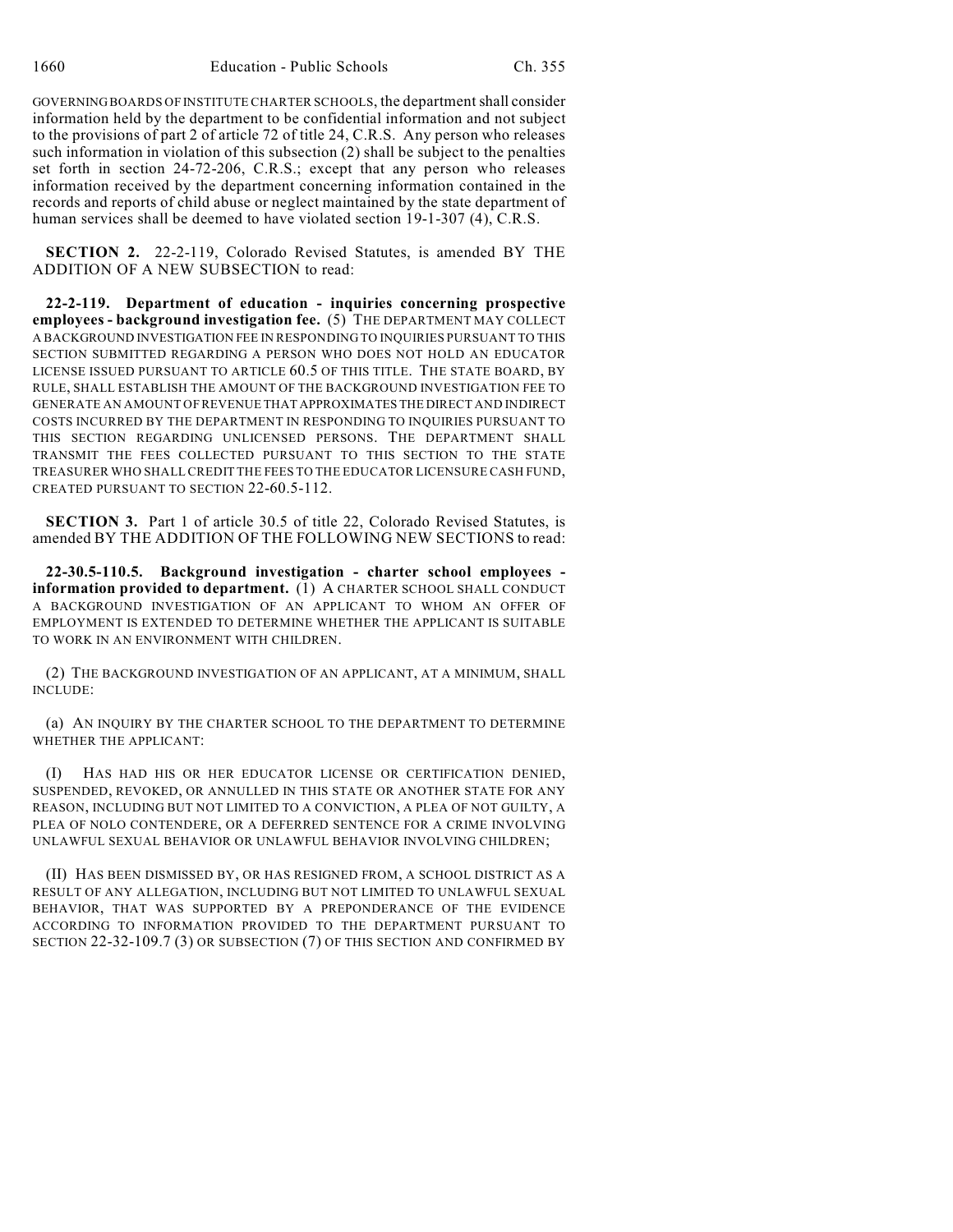GOVERNING BOARDS OF INSTITUTE CHARTER SCHOOLS, the department shall consider information held by the department to be confidential information and not subject to the provisions of part 2 of article 72 of title 24, C.R.S. Any person who releases such information in violation of this subsection (2) shall be subject to the penalties set forth in section 24-72-206, C.R.S.; except that any person who releases information received by the department concerning information contained in the records and reports of child abuse or neglect maintained by the state department of human services shall be deemed to have violated section 19-1-307 (4), C.R.S.

**SECTION 2.** 22-2-119, Colorado Revised Statutes, is amended BY THE ADDITION OF A NEW SUBSECTION to read:

**22-2-119. Department of education - inquiries concerning prospective employees - background investigation fee.** (5) THE DEPARTMENT MAY COLLECT A BACKGROUND INVESTIGATION FEE IN RESPONDING TO INQUIRIES PURSUANT TO THIS SECTION SUBMITTED REGARDING A PERSON WHO DOES NOT HOLD AN EDUCATOR LICENSE ISSUED PURSUANT TO ARTICLE 60.5 OF THIS TITLE. THE STATE BOARD, BY RULE, SHALL ESTABLISH THE AMOUNT OF THE BACKGROUND INVESTIGATION FEE TO GENERATE AN AMOUNT OF REVENUE THAT APPROXIMATES THE DIRECT AND INDIRECT COSTS INCURRED BY THE DEPARTMENT IN RESPONDING TO INQUIRIES PURSUANT TO THIS SECTION REGARDING UNLICENSED PERSONS. THE DEPARTMENT SHALL TRANSMIT THE FEES COLLECTED PURSUANT TO THIS SECTION TO THE STATE TREASURER WHO SHALL CREDIT THE FEES TO THE EDUCATOR LICENSURE CASH FUND, CREATED PURSUANT TO SECTION 22-60.5-112.

**SECTION 3.** Part 1 of article 30.5 of title 22, Colorado Revised Statutes, is amended BY THE ADDITION OF THE FOLLOWING NEW SECTIONS to read:

**22-30.5-110.5. Background investigation - charter school employees - information provided to department.** (1) A CHARTER SCHOOL SHALL CONDUCT A BACKGROUND INVESTIGATION OF AN APPLICANT TO WHOM AN OFFER OF EMPLOYMENT IS EXTENDED TO DETERMINE WHETHER THE APPLICANT IS SUITABLE TO WORK IN AN ENVIRONMENT WITH CHILDREN.

(2) THE BACKGROUND INVESTIGATION OF AN APPLICANT, AT A MINIMUM, SHALL INCLUDE:

(a) AN INQUIRY BY THE CHARTER SCHOOL TO THE DEPARTMENT TO DETERMINE WHETHER THE APPLICANT:

(I) HAS HAD HIS OR HER EDUCATOR LICENSE OR CERTIFICATION DENIED, SUSPENDED, REVOKED, OR ANNULLED IN THIS STATE OR ANOTHER STATE FOR ANY REASON, INCLUDING BUT NOT LIMITED TO A CONVICTION, A PLEA OF NOT GUILTY, A PLEA OF NOLO CONTENDERE, OR A DEFERRED SENTENCE FOR A CRIME INVOLVING UNLAWFUL SEXUAL BEHAVIOR OR UNLAWFUL BEHAVIOR INVOLVING CHILDREN;

(II) HAS BEEN DISMISSED BY, OR HAS RESIGNED FROM, A SCHOOL DISTRICT AS A RESULT OF ANY ALLEGATION, INCLUDING BUT NOT LIMITED TO UNLAWFUL SEXUAL BEHAVIOR, THAT WAS SUPPORTED BY A PREPONDERANCE OF THE EVIDENCE ACCORDING TO INFORMATION PROVIDED TO THE DEPARTMENT PURSUANT TO SECTION 22-32-109.7 (3) OR SUBSECTION (7) OF THIS SECTION AND CONFIRMED BY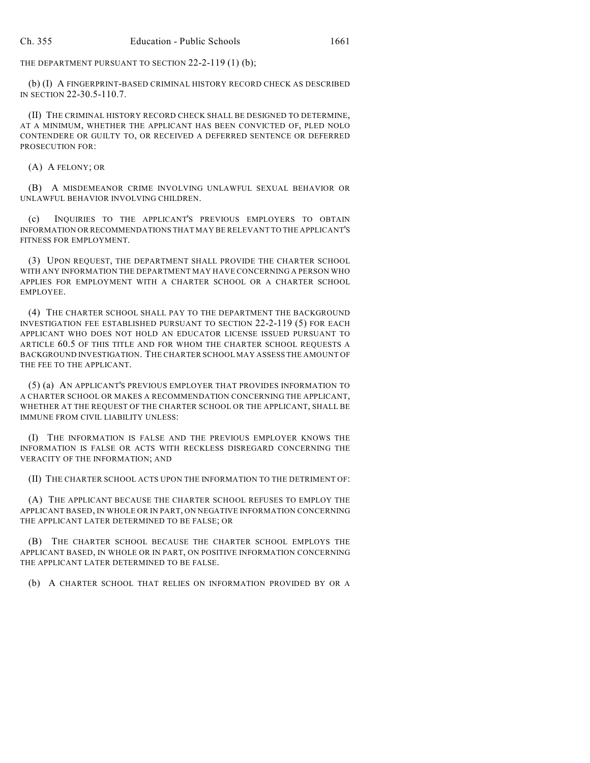THE DEPARTMENT PURSUANT TO SECTION 22-2-119 (1) (b);

(b) (I) A FINGERPRINT-BASED CRIMINAL HISTORY RECORD CHECK AS DESCRIBED IN SECTION 22-30.5-110.7.

(II) THE CRIMINAL HISTORY RECORD CHECK SHALL BE DESIGNED TO DETERMINE, AT A MINIMUM, WHETHER THE APPLICANT HAS BEEN CONVICTED OF, PLED NOLO CONTENDERE OR GUILTY TO, OR RECEIVED A DEFERRED SENTENCE OR DEFERRED PROSECUTION FOR:

(A) A FELONY; OR

(B) A MISDEMEANOR CRIME INVOLVING UNLAWFUL SEXUAL BEHAVIOR OR UNLAWFUL BEHAVIOR INVOLVING CHILDREN.

(c) INQUIRIES TO THE APPLICANT'S PREVIOUS EMPLOYERS TO OBTAIN INFORMATION OR RECOMMENDATIONS THAT MAY BE RELEVANT TO THE APPLICANT'S FITNESS FOR EMPLOYMENT.

(3) UPON REQUEST, THE DEPARTMENT SHALL PROVIDE THE CHARTER SCHOOL WITH ANY INFORMATION THE DEPARTMENT MAY HAVE CONCERNING A PERSON WHO APPLIES FOR EMPLOYMENT WITH A CHARTER SCHOOL OR A CHARTER SCHOOL EMPLOYEE.

(4) THE CHARTER SCHOOL SHALL PAY TO THE DEPARTMENT THE BACKGROUND INVESTIGATION FEE ESTABLISHED PURSUANT TO SECTION 22-2-119 (5) FOR EACH APPLICANT WHO DOES NOT HOLD AN EDUCATOR LICENSE ISSUED PURSUANT TO ARTICLE 60.5 OF THIS TITLE AND FOR WHOM THE CHARTER SCHOOL REQUESTS A BACKGROUND INVESTIGATION. THE CHARTER SCHOOL MAY ASSESS THE AMOUNT OF THE FEE TO THE APPLICANT.

(5) (a) AN APPLICANT'S PREVIOUS EMPLOYER THAT PROVIDES INFORMATION TO A CHARTER SCHOOL OR MAKES A RECOMMENDATION CONCERNING THE APPLICANT, WHETHER AT THE REQUEST OF THE CHARTER SCHOOL OR THE APPLICANT, SHALL BE IMMUNE FROM CIVIL LIABILITY UNLESS:

(I) THE INFORMATION IS FALSE AND THE PREVIOUS EMPLOYER KNOWS THE INFORMATION IS FALSE OR ACTS WITH RECKLESS DISREGARD CONCERNING THE VERACITY OF THE INFORMATION; AND

(II) THE CHARTER SCHOOL ACTS UPON THE INFORMATION TO THE DETRIMENT OF:

(A) THE APPLICANT BECAUSE THE CHARTER SCHOOL REFUSES TO EMPLOY THE APPLICANT BASED, IN WHOLE OR IN PART, ON NEGATIVE INFORMATION CONCERNING THE APPLICANT LATER DETERMINED TO BE FALSE; OR

(B) THE CHARTER SCHOOL BECAUSE THE CHARTER SCHOOL EMPLOYS THE APPLICANT BASED, IN WHOLE OR IN PART, ON POSITIVE INFORMATION CONCERNING THE APPLICANT LATER DETERMINED TO BE FALSE.

(b) A CHARTER SCHOOL THAT RELIES ON INFORMATION PROVIDED BY OR A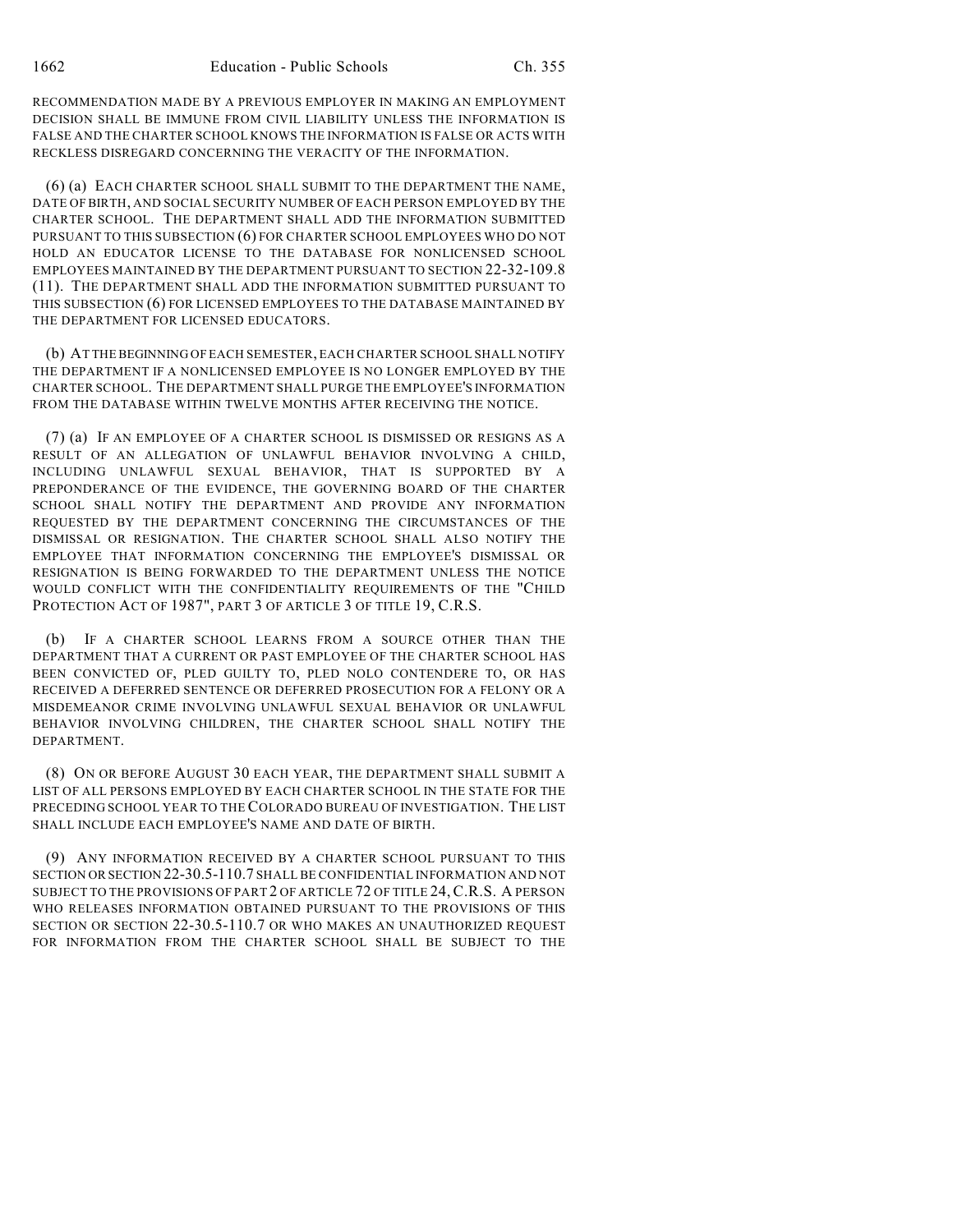RECOMMENDATION MADE BY A PREVIOUS EMPLOYER IN MAKING AN EMPLOYMENT DECISION SHALL BE IMMUNE FROM CIVIL LIABILITY UNLESS THE INFORMATION IS FALSE AND THE CHARTER SCHOOL KNOWS THE INFORMATION IS FALSE OR ACTS WITH RECKLESS DISREGARD CONCERNING THE VERACITY OF THE INFORMATION.

(6) (a) EACH CHARTER SCHOOL SHALL SUBMIT TO THE DEPARTMENT THE NAME, DATE OF BIRTH, AND SOCIAL SECURITY NUMBER OF EACH PERSON EMPLOYED BY THE CHARTER SCHOOL. THE DEPARTMENT SHALL ADD THE INFORMATION SUBMITTED PURSUANT TO THIS SUBSECTION (6) FOR CHARTER SCHOOL EMPLOYEES WHO DO NOT HOLD AN EDUCATOR LICENSE TO THE DATABASE FOR NONLICENSED SCHOOL EMPLOYEES MAINTAINED BY THE DEPARTMENT PURSUANT TO SECTION 22-32-109.8 (11). THE DEPARTMENT SHALL ADD THE INFORMATION SUBMITTED PURSUANT TO THIS SUBSECTION (6) FOR LICENSED EMPLOYEES TO THE DATABASE MAINTAINED BY THE DEPARTMENT FOR LICENSED EDUCATORS.

(b) AT THE BEGINNING OF EACH SEMESTER, EACH CHARTER SCHOOL SHALL NOTIFY THE DEPARTMENT IF A NONLICENSED EMPLOYEE IS NO LONGER EMPLOYED BY THE CHARTER SCHOOL. THE DEPARTMENT SHALL PURGE THE EMPLOYEE'S INFORMATION FROM THE DATABASE WITHIN TWELVE MONTHS AFTER RECEIVING THE NOTICE.

(7) (a) IF AN EMPLOYEE OF A CHARTER SCHOOL IS DISMISSED OR RESIGNS AS A RESULT OF AN ALLEGATION OF UNLAWFUL BEHAVIOR INVOLVING A CHILD, INCLUDING UNLAWFUL SEXUAL BEHAVIOR, THAT IS SUPPORTED BY A PREPONDERANCE OF THE EVIDENCE, THE GOVERNING BOARD OF THE CHARTER SCHOOL SHALL NOTIFY THE DEPARTMENT AND PROVIDE ANY INFORMATION REQUESTED BY THE DEPARTMENT CONCERNING THE CIRCUMSTANCES OF THE DISMISSAL OR RESIGNATION. THE CHARTER SCHOOL SHALL ALSO NOTIFY THE EMPLOYEE THAT INFORMATION CONCERNING THE EMPLOYEE'S DISMISSAL OR RESIGNATION IS BEING FORWARDED TO THE DEPARTMENT UNLESS THE NOTICE WOULD CONFLICT WITH THE CONFIDENTIALITY REQUIREMENTS OF THE "CHILD PROTECTION ACT OF 1987", PART 3 OF ARTICLE 3 OF TITLE 19, C.R.S.

(b) IF A CHARTER SCHOOL LEARNS FROM A SOURCE OTHER THAN THE DEPARTMENT THAT A CURRENT OR PAST EMPLOYEE OF THE CHARTER SCHOOL HAS BEEN CONVICTED OF, PLED GUILTY TO, PLED NOLO CONTENDERE TO, OR HAS RECEIVED A DEFERRED SENTENCE OR DEFERRED PROSECUTION FOR A FELONY OR A MISDEMEANOR CRIME INVOLVING UNLAWFUL SEXUAL BEHAVIOR OR UNLAWFUL BEHAVIOR INVOLVING CHILDREN, THE CHARTER SCHOOL SHALL NOTIFY THE DEPARTMENT.

(8) ON OR BEFORE AUGUST 30 EACH YEAR, THE DEPARTMENT SHALL SUBMIT A LIST OF ALL PERSONS EMPLOYED BY EACH CHARTER SCHOOL IN THE STATE FOR THE PRECEDING SCHOOL YEAR TO THE COLORADO BUREAU OF INVESTIGATION. THE LIST SHALL INCLUDE EACH EMPLOYEE'S NAME AND DATE OF BIRTH.

(9) ANY INFORMATION RECEIVED BY A CHARTER SCHOOL PURSUANT TO THIS SECTION OR SECTION 22-30.5-110.7 SHALL BE CONFIDENTIAL INFORMATION AND NOT SUBJECT TO THE PROVISIONS OF PART 2 OF ARTICLE 72 OF TITLE 24, C.R.S. A PERSON WHO RELEASES INFORMATION OBTAINED PURSUANT TO THE PROVISIONS OF THIS SECTION OR SECTION 22-30.5-110.7 OR WHO MAKES AN UNAUTHORIZED REQUEST FOR INFORMATION FROM THE CHARTER SCHOOL SHALL BE SUBJECT TO THE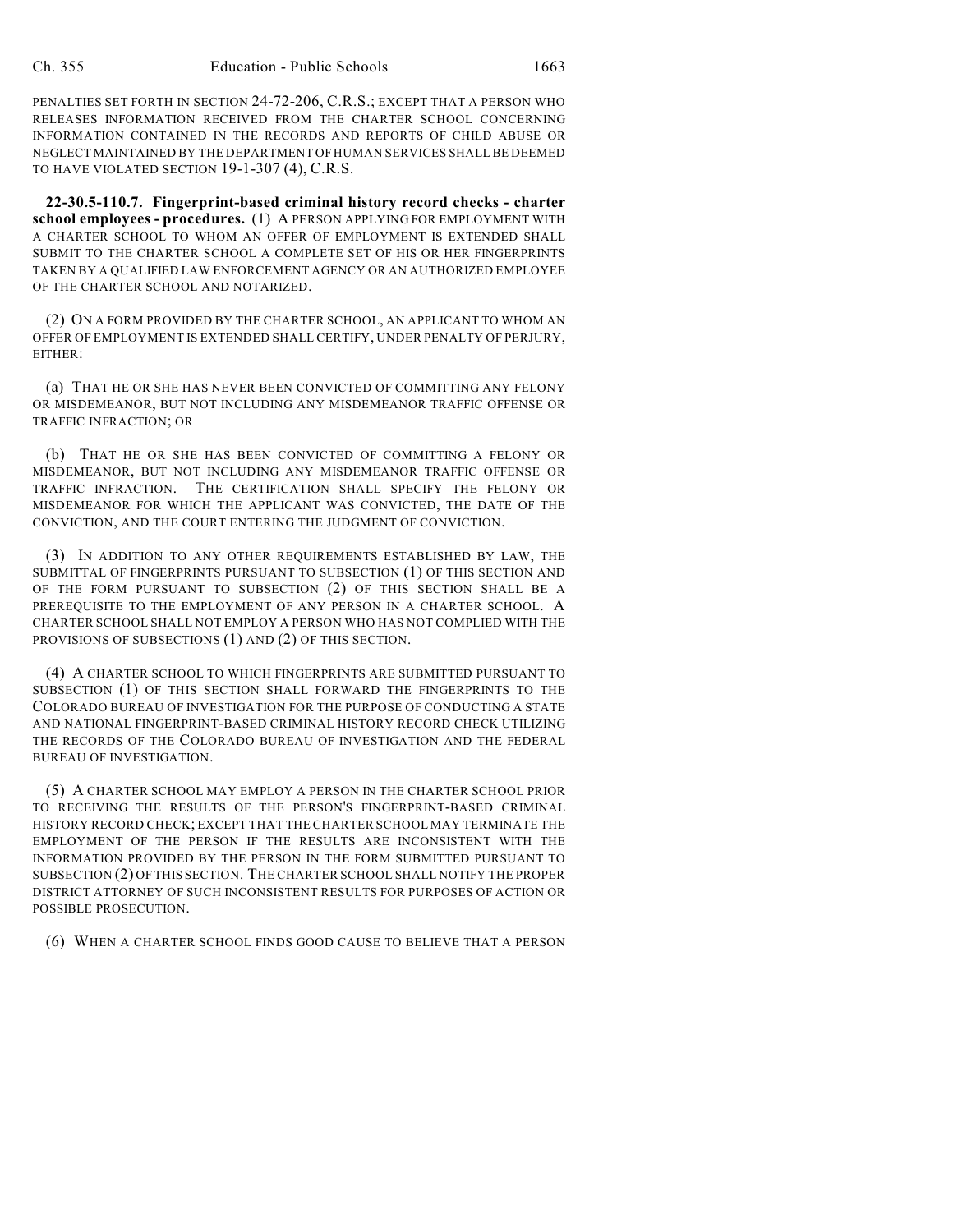PENALTIES SET FORTH IN SECTION 24-72-206, C.R.S.; EXCEPT THAT A PERSON WHO RELEASES INFORMATION RECEIVED FROM THE CHARTER SCHOOL CONCERNING INFORMATION CONTAINED IN THE RECORDS AND REPORTS OF CHILD ABUSE OR NEGLECT MAINTAINED BY THE DEPARTMENT OF HUMAN SERVICES SHALL BE DEEMED TO HAVE VIOLATED SECTION 19-1-307 (4), C.R.S.

**22-30.5-110.7. Fingerprint-based criminal history record checks - charter school employees - procedures.** (1) A PERSON APPLYING FOR EMPLOYMENT WITH A CHARTER SCHOOL TO WHOM AN OFFER OF EMPLOYMENT IS EXTENDED SHALL SUBMIT TO THE CHARTER SCHOOL A COMPLETE SET OF HIS OR HER FINGERPRINTS TAKEN BY A QUALIFIED LAW ENFORCEMENT AGENCY OR AN AUTHORIZED EMPLOYEE OF THE CHARTER SCHOOL AND NOTARIZED.

(2) ON A FORM PROVIDED BY THE CHARTER SCHOOL, AN APPLICANT TO WHOM AN OFFER OF EMPLOYMENT IS EXTENDED SHALL CERTIFY, UNDER PENALTY OF PERJURY, EITHER:

(a) THAT HE OR SHE HAS NEVER BEEN CONVICTED OF COMMITTING ANY FELONY OR MISDEMEANOR, BUT NOT INCLUDING ANY MISDEMEANOR TRAFFIC OFFENSE OR TRAFFIC INFRACTION; OR

(b) THAT HE OR SHE HAS BEEN CONVICTED OF COMMITTING A FELONY OR MISDEMEANOR, BUT NOT INCLUDING ANY MISDEMEANOR TRAFFIC OFFENSE OR TRAFFIC INFRACTION. THE CERTIFICATION SHALL SPECIFY THE FELONY OR MISDEMEANOR FOR WHICH THE APPLICANT WAS CONVICTED, THE DATE OF THE CONVICTION, AND THE COURT ENTERING THE JUDGMENT OF CONVICTION.

(3) IN ADDITION TO ANY OTHER REQUIREMENTS ESTABLISHED BY LAW, THE SUBMITTAL OF FINGERPRINTS PURSUANT TO SUBSECTION (1) OF THIS SECTION AND OF THE FORM PURSUANT TO SUBSECTION (2) OF THIS SECTION SHALL BE A PREREQUISITE TO THE EMPLOYMENT OF ANY PERSON IN A CHARTER SCHOOL. A CHARTER SCHOOL SHALL NOT EMPLOY A PERSON WHO HAS NOT COMPLIED WITH THE PROVISIONS OF SUBSECTIONS (1) AND (2) OF THIS SECTION.

(4) A CHARTER SCHOOL TO WHICH FINGERPRINTS ARE SUBMITTED PURSUANT TO SUBSECTION (1) OF THIS SECTION SHALL FORWARD THE FINGERPRINTS TO THE COLORADO BUREAU OF INVESTIGATION FOR THE PURPOSE OF CONDUCTING A STATE AND NATIONAL FINGERPRINT-BASED CRIMINAL HISTORY RECORD CHECK UTILIZING THE RECORDS OF THE COLORADO BUREAU OF INVESTIGATION AND THE FEDERAL BUREAU OF INVESTIGATION.

(5) A CHARTER SCHOOL MAY EMPLOY A PERSON IN THE CHARTER SCHOOL PRIOR TO RECEIVING THE RESULTS OF THE PERSON'S FINGERPRINT-BASED CRIMINAL HISTORY RECORD CHECK; EXCEPT THAT THE CHARTER SCHOOL MAY TERMINATE THE EMPLOYMENT OF THE PERSON IF THE RESULTS ARE INCONSISTENT WITH THE INFORMATION PROVIDED BY THE PERSON IN THE FORM SUBMITTED PURSUANT TO SUBSECTION (2) OF THIS SECTION. THE CHARTER SCHOOL SHALL NOTIFY THE PROPER DISTRICT ATTORNEY OF SUCH INCONSISTENT RESULTS FOR PURPOSES OF ACTION OR POSSIBLE PROSECUTION.

(6) WHEN A CHARTER SCHOOL FINDS GOOD CAUSE TO BELIEVE THAT A PERSON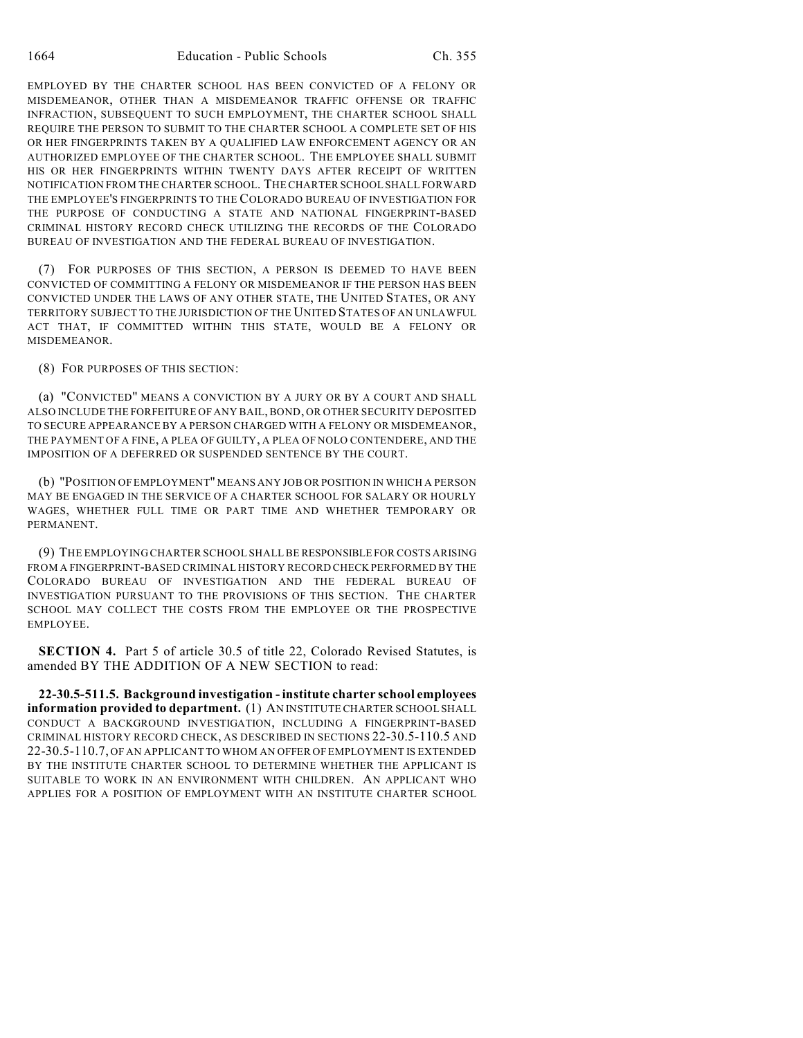EMPLOYED BY THE CHARTER SCHOOL HAS BEEN CONVICTED OF A FELONY OR MISDEMEANOR, OTHER THAN A MISDEMEANOR TRAFFIC OFFENSE OR TRAFFIC INFRACTION, SUBSEQUENT TO SUCH EMPLOYMENT, THE CHARTER SCHOOL SHALL REQUIRE THE PERSON TO SUBMIT TO THE CHARTER SCHOOL A COMPLETE SET OF HIS OR HER FINGERPRINTS TAKEN BY A QUALIFIED LAW ENFORCEMENT AGENCY OR AN AUTHORIZED EMPLOYEE OF THE CHARTER SCHOOL. THE EMPLOYEE SHALL SUBMIT HIS OR HER FINGERPRINTS WITHIN TWENTY DAYS AFTER RECEIPT OF WRITTEN NOTIFICATION FROM THE CHARTER SCHOOL. THE CHARTER SCHOOL SHALL FORWARD THE EMPLOYEE'S FINGERPRINTS TO THE COLORADO BUREAU OF INVESTIGATION FOR THE PURPOSE OF CONDUCTING A STATE AND NATIONAL FINGERPRINT-BASED CRIMINAL HISTORY RECORD CHECK UTILIZING THE RECORDS OF THE COLORADO BUREAU OF INVESTIGATION AND THE FEDERAL BUREAU OF INVESTIGATION.

(7) FOR PURPOSES OF THIS SECTION, A PERSON IS DEEMED TO HAVE BEEN CONVICTED OF COMMITTING A FELONY OR MISDEMEANOR IF THE PERSON HAS BEEN CONVICTED UNDER THE LAWS OF ANY OTHER STATE, THE UNITED STATES, OR ANY TERRITORY SUBJECT TO THE JURISDICTION OF THE UNITED STATES OF AN UNLAWFUL ACT THAT, IF COMMITTED WITHIN THIS STATE, WOULD BE A FELONY OR MISDEMEANOR.

(8) FOR PURPOSES OF THIS SECTION:

(a) "CONVICTED" MEANS A CONVICTION BY A JURY OR BY A COURT AND SHALL ALSO INCLUDE THE FORFEITURE OF ANY BAIL, BOND, OR OTHER SECURITY DEPOSITED TO SECURE APPEARANCE BY A PERSON CHARGED WITH A FELONY OR MISDEMEANOR, THE PAYMENT OF A FINE, A PLEA OF GUILTY, A PLEA OF NOLO CONTENDERE, AND THE IMPOSITION OF A DEFERRED OR SUSPENDED SENTENCE BY THE COURT.

(b) "POSITION OF EMPLOYMENT" MEANS ANY JOB OR POSITION IN WHICH A PERSON MAY BE ENGAGED IN THE SERVICE OF A CHARTER SCHOOL FOR SALARY OR HOURLY WAGES, WHETHER FULL TIME OR PART TIME AND WHETHER TEMPORARY OR PERMANENT.

(9) THE EMPLOYING CHARTER SCHOOL SHALL BE RESPONSIBLE FOR COSTS ARISING FROM A FINGERPRINT-BASED CRIMINAL HISTORY RECORD CHECK PERFORMED BY THE COLORADO BUREAU OF INVESTIGATION AND THE FEDERAL BUREAU OF INVESTIGATION PURSUANT TO THE PROVISIONS OF THIS SECTION. THE CHARTER SCHOOL MAY COLLECT THE COSTS FROM THE EMPLOYEE OR THE PROSPECTIVE EMPLOYEE.

**SECTION 4.** Part 5 of article 30.5 of title 22, Colorado Revised Statutes, is amended BY THE ADDITION OF A NEW SECTION to read:

**22-30.5-511.5. Background investigation - institute charter school employees information provided to department.** (1) AN INSTITUTE CHARTER SCHOOL SHALL CONDUCT A BACKGROUND INVESTIGATION, INCLUDING A FINGERPRINT-BASED CRIMINAL HISTORY RECORD CHECK, AS DESCRIBED IN SECTIONS 22-30.5-110.5 AND 22-30.5-110.7, OF AN APPLICANT TO WHOM AN OFFER OF EMPLOYMENT IS EXTENDED BY THE INSTITUTE CHARTER SCHOOL TO DETERMINE WHETHER THE APPLICANT IS SUITABLE TO WORK IN AN ENVIRONMENT WITH CHILDREN. AN APPLICANT WHO APPLIES FOR A POSITION OF EMPLOYMENT WITH AN INSTITUTE CHARTER SCHOOL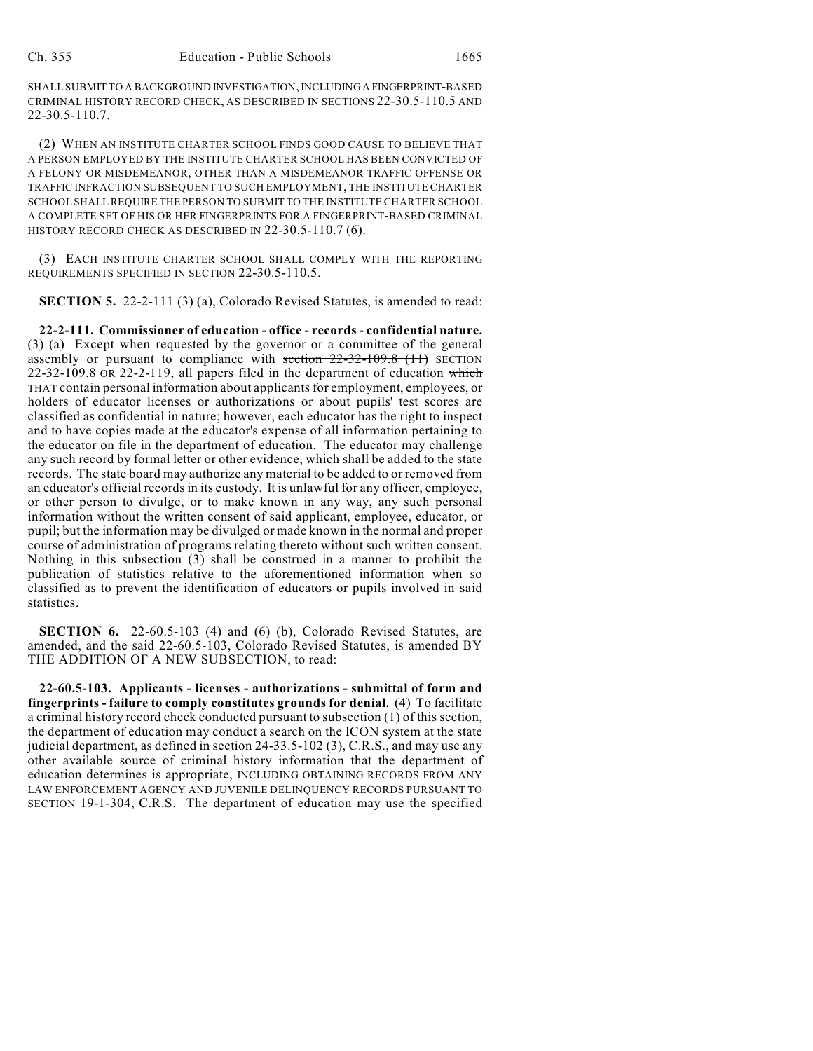SHALL SUBMIT TO A BACKGROUND INVESTIGATION, INCLUDING A FINGERPRINT-BASED CRIMINAL HISTORY RECORD CHECK, AS DESCRIBED IN SECTIONS 22-30.5-110.5 AND 22-30.5-110.7.

(2) WHEN AN INSTITUTE CHARTER SCHOOL FINDS GOOD CAUSE TO BELIEVE THAT A PERSON EMPLOYED BY THE INSTITUTE CHARTER SCHOOL HAS BEEN CONVICTED OF A FELONY OR MISDEMEANOR, OTHER THAN A MISDEMEANOR TRAFFIC OFFENSE OR TRAFFIC INFRACTION SUBSEQUENT TO SUCH EMPLOYMENT, THE INSTITUTE CHARTER SCHOOL SHALL REQUIRE THE PERSON TO SUBMIT TO THE INSTITUTE CHARTER SCHOOL A COMPLETE SET OF HIS OR HER FINGERPRINTS FOR A FINGERPRINT-BASED CRIMINAL HISTORY RECORD CHECK AS DESCRIBED IN 22-30.5-110.7 (6).

(3) EACH INSTITUTE CHARTER SCHOOL SHALL COMPLY WITH THE REPORTING REQUIREMENTS SPECIFIED IN SECTION 22-30.5-110.5.

**SECTION 5.** 22-2-111 (3) (a), Colorado Revised Statutes, is amended to read:

**22-2-111. Commissioner of education - office - records - confidential nature.** (3) (a) Except when requested by the governor or a committee of the general assembly or pursuant to compliance with ~~section 22-32-109.8 (11)~~ SECTION 22-32-109.8 OR 22-2-119, all papers filed in the department of education ~~which~~ THAT contain personal information about applicants for employment, employees, or holders of educator licenses or authorizations or about pupils' test scores are classified as confidential in nature; however, each educator has the right to inspect and to have copies made at the educator's expense of all information pertaining to the educator on file in the department of education. The educator may challenge any such record by formal letter or other evidence, which shall be added to the state records. The state board may authorize any material to be added to or removed from an educator's official records in its custody. It is unlawful for any officer, employee, or other person to divulge, or to make known in any way, any such personal information without the written consent of said applicant, employee, educator, or pupil; but the information may be divulged or made known in the normal and proper course of administration of programs relating thereto without such written consent. Nothing in this subsection (3) shall be construed in a manner to prohibit the publication of statistics relative to the aforementioned information when so classified as to prevent the identification of educators or pupils involved in said statistics.

**SECTION 6.** 22-60.5-103 (4) and (6) (b), Colorado Revised Statutes, are amended, and the said 22-60.5-103, Colorado Revised Statutes, is amended BY THE ADDITION OF A NEW SUBSECTION, to read:

**22-60.5-103. Applicants - licenses - authorizations - submittal of form and fingerprints - failure to comply constitutes grounds for denial.** (4) To facilitate a criminal history record check conducted pursuant to subsection (1) of this section, the department of education may conduct a search on the ICON system at the state judicial department, as defined in section 24-33.5-102 (3), C.R.S., and may use any other available source of criminal history information that the department of education determines is appropriate, INCLUDING OBTAINING RECORDS FROM ANY LAW ENFORCEMENT AGENCY AND JUVENILE DELINQUENCY RECORDS PURSUANT TO SECTION 19-1-304, C.R.S. The department of education may use the specified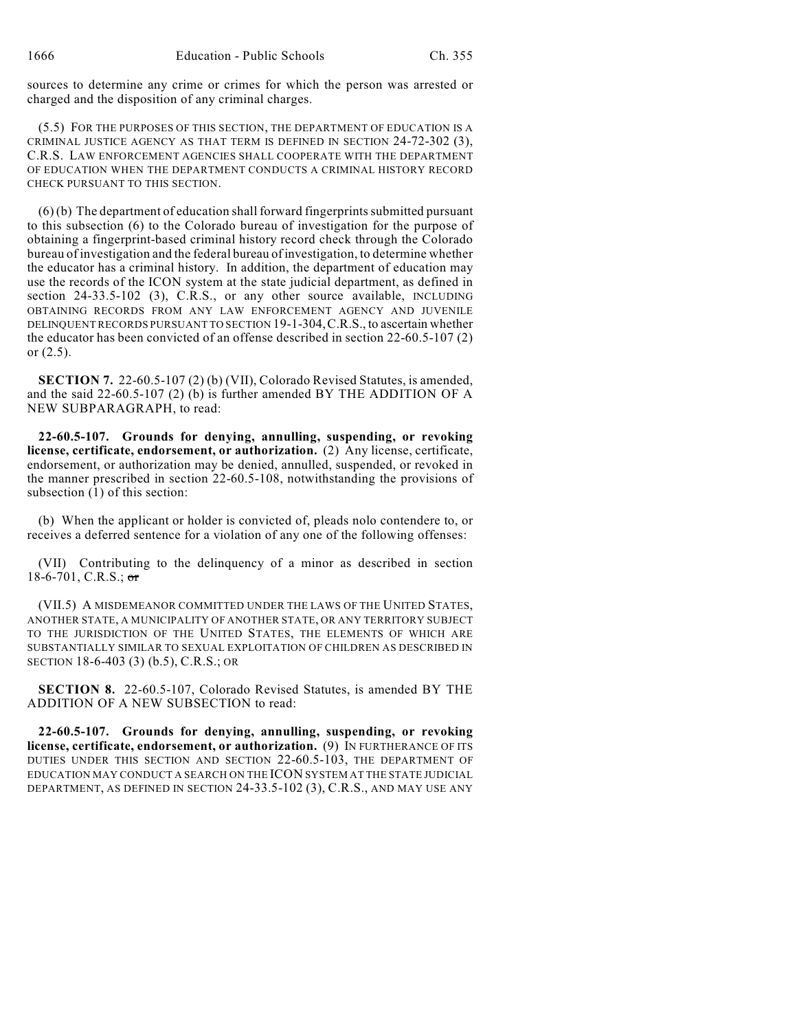sources to determine any crime or crimes for which the person was arrested or charged and the disposition of any criminal charges.

(5.5) FOR THE PURPOSES OF THIS SECTION, THE DEPARTMENT OF EDUCATION IS A CRIMINAL JUSTICE AGENCY AS THAT TERM IS DEFINED IN SECTION 24-72-302 (3), C.R.S. LAW ENFORCEMENT AGENCIES SHALL COOPERATE WITH THE DEPARTMENT OF EDUCATION WHEN THE DEPARTMENT CONDUCTS A CRIMINAL HISTORY RECORD CHECK PURSUANT TO THIS SECTION.

(6) (b) The department of education shall forward fingerprints submitted pursuant to this subsection (6) to the Colorado bureau of investigation for the purpose of obtaining a fingerprint-based criminal history record check through the Colorado bureau of investigation and the federal bureau of investigation, to determine whether the educator has a criminal history. In addition, the department of education may use the records of the ICON system at the state judicial department, as defined in section 24-33.5-102 (3), C.R.S., or any other source available, INCLUDING OBTAINING RECORDS FROM ANY LAW ENFORCEMENT AGENCY AND JUVENILE DELINQUENT RECORDS PURSUANT TO SECTION 19-1-304, C.R.S., to ascertain whether the educator has been convicted of an offense described in section 22-60.5-107 (2) or (2.5).

**SECTION 7.** 22-60.5-107 (2) (b) (VII), Colorado Revised Statutes, is amended, and the said 22-60.5-107 (2) (b) is further amended BY THE ADDITION OF A NEW SUBPARAGRAPH, to read:

**22-60.5-107. Grounds for denying, annulling, suspending, or revoking license, certificate, endorsement, or authorization.** (2) Any license, certificate, endorsement, or authorization may be denied, annulled, suspended, or revoked in the manner prescribed in section 22-60.5-108, notwithstanding the provisions of subsection (1) of this section:

(b) When the applicant or holder is convicted of, pleads nolo contendere to, or receives a deferred sentence for a violation of any one of the following offenses:

(VII) Contributing to the delinquency of a minor as described in section 18-6-701, C.R.S.; ~~or~~

(VII.5) A MISDEMEANOR COMMITTED UNDER THE LAWS OF THE UNITED STATES, ANOTHER STATE, A MUNICIPALITY OF ANOTHER STATE, OR ANY TERRITORY SUBJECT TO THE JURISDICTION OF THE UNITED STATES, THE ELEMENTS OF WHICH ARE SUBSTANTIALLY SIMILAR TO SEXUAL EXPLOITATION OF CHILDREN AS DESCRIBED IN SECTION 18-6-403 (3) (b.5), C.R.S.; OR

**SECTION 8.** 22-60.5-107, Colorado Revised Statutes, is amended BY THE ADDITION OF A NEW SUBSECTION to read:

**22-60.5-107. Grounds for denying, annulling, suspending, or revoking license, certificate, endorsement, or authorization.** (9) IN FURTHERANCE OF ITS DUTIES UNDER THIS SECTION AND SECTION 22-60.5-103, THE DEPARTMENT OF EDUCATION MAY CONDUCT A SEARCH ON THE ICON SYSTEM AT THE STATE JUDICIAL DEPARTMENT, AS DEFINED IN SECTION 24-33.5-102 (3), C.R.S., AND MAY USE ANY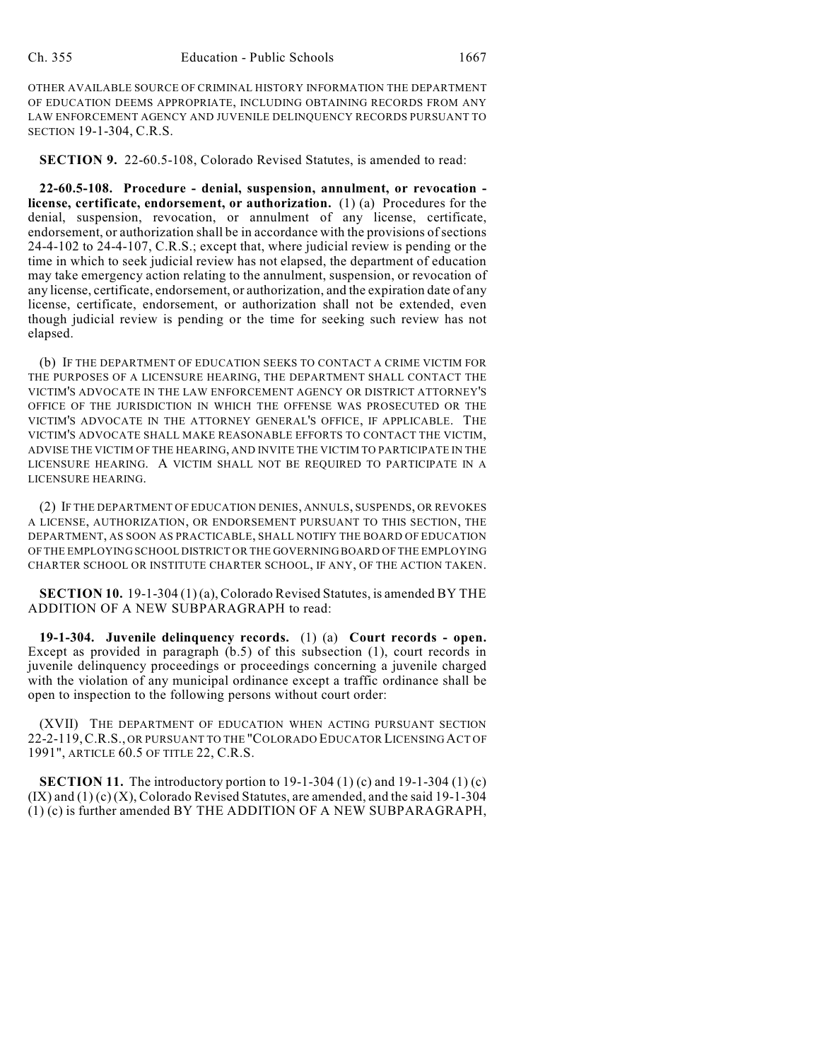OTHER AVAILABLE SOURCE OF CRIMINAL HISTORY INFORMATION THE DEPARTMENT OF EDUCATION DEEMS APPROPRIATE, INCLUDING OBTAINING RECORDS FROM ANY LAW ENFORCEMENT AGENCY AND JUVENILE DELINQUENCY RECORDS PURSUANT TO SECTION 19-1-304, C.R.S.

**SECTION 9.** 22-60.5-108, Colorado Revised Statutes, is amended to read:

**22-60.5-108. Procedure - denial, suspension, annulment, or revocation - license, certificate, endorsement, or authorization.** (1) (a) Procedures for the denial, suspension, revocation, or annulment of any license, certificate, endorsement, or authorization shall be in accordance with the provisions of sections 24-4-102 to 24-4-107, C.R.S.; except that, where judicial review is pending or the time in which to seek judicial review has not elapsed, the department of education may take emergency action relating to the annulment, suspension, or revocation of any license, certificate, endorsement, or authorization, and the expiration date of any license, certificate, endorsement, or authorization shall not be extended, even though judicial review is pending or the time for seeking such review has not elapsed.

(b) IF THE DEPARTMENT OF EDUCATION SEEKS TO CONTACT A CRIME VICTIM FOR THE PURPOSES OF A LICENSURE HEARING, THE DEPARTMENT SHALL CONTACT THE VICTIM'S ADVOCATE IN THE LAW ENFORCEMENT AGENCY OR DISTRICT ATTORNEY'S OFFICE OF THE JURISDICTION IN WHICH THE OFFENSE WAS PROSECUTED OR THE VICTIM'S ADVOCATE IN THE ATTORNEY GENERAL'S OFFICE, IF APPLICABLE. THE VICTIM'S ADVOCATE SHALL MAKE REASONABLE EFFORTS TO CONTACT THE VICTIM, ADVISE THE VICTIM OF THE HEARING, AND INVITE THE VICTIM TO PARTICIPATE IN THE LICENSURE HEARING. A VICTIM SHALL NOT BE REQUIRED TO PARTICIPATE IN A LICENSURE HEARING.

(2) IF THE DEPARTMENT OF EDUCATION DENIES, ANNULS, SUSPENDS, OR REVOKES A LICENSE, AUTHORIZATION, OR ENDORSEMENT PURSUANT TO THIS SECTION, THE DEPARTMENT, AS SOON AS PRACTICABLE, SHALL NOTIFY THE BOARD OF EDUCATION OF THE EMPLOYING SCHOOL DISTRICT OR THE GOVERNING BOARD OF THE EMPLOYING CHARTER SCHOOL OR INSTITUTE CHARTER SCHOOL, IF ANY, OF THE ACTION TAKEN.

**SECTION 10.** 19-1-304 (1) (a), Colorado Revised Statutes, is amended BY THE ADDITION OF A NEW SUBPARAGRAPH to read:

**19-1-304. Juvenile delinquency records.** (1) (a) **Court records - open.** Except as provided in paragraph (b.5) of this subsection (1), court records in juvenile delinquency proceedings or proceedings concerning a juvenile charged with the violation of any municipal ordinance except a traffic ordinance shall be open to inspection to the following persons without court order:

(XVII) THE DEPARTMENT OF EDUCATION WHEN ACTING PURSUANT SECTION 22-2-119, C.R.S., OR PURSUANT TO THE "COLORADO EDUCATOR LICENSING ACT OF 1991", ARTICLE 60.5 OF TITLE 22, C.R.S.

**SECTION 11.** The introductory portion to 19-1-304 (1) (c) and 19-1-304 (1) (c) (IX) and (1) (c) (X), Colorado Revised Statutes, are amended, and the said 19-1-304 (1) (c) is further amended BY THE ADDITION OF A NEW SUBPARAGRAPH,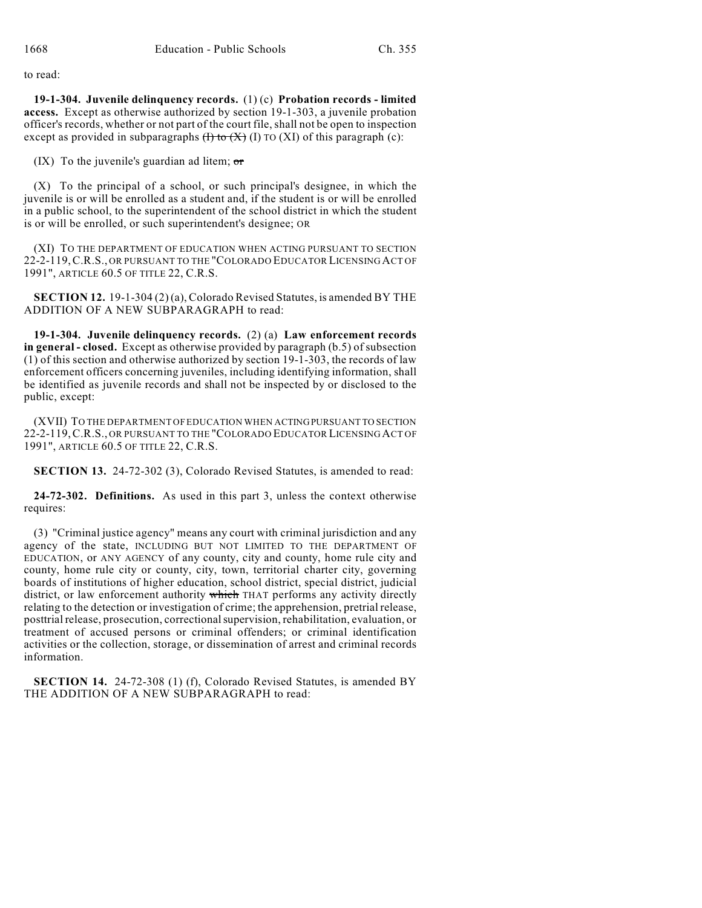to read:

**19-1-304. Juvenile delinquency records.** (1) (c) **Probation records - limited access.** Except as otherwise authorized by section 19-1-303, a juvenile probation officer's records, whether or not part of the court file, shall not be open to inspection except as provided in subparagraphs ~~(I) to (X)~~ (I) TO (XI) of this paragraph (c):

(IX) To the juvenile's guardian ad litem; ~~or~~

(X) To the principal of a school, or such principal's designee, in which the juvenile is or will be enrolled as a student and, if the student is or will be enrolled in a public school, to the superintendent of the school district in which the student is or will be enrolled, or such superintendent's designee; OR

(XI) TO THE DEPARTMENT OF EDUCATION WHEN ACTING PURSUANT TO SECTION 22-2-119, C.R.S., OR PURSUANT TO THE "COLORADO EDUCATOR LICENSING ACT OF 1991", ARTICLE 60.5 OF TITLE 22, C.R.S.

**SECTION 12.** 19-1-304 (2) (a), Colorado Revised Statutes, is amended BY THE ADDITION OF A NEW SUBPARAGRAPH to read:

**19-1-304. Juvenile delinquency records.** (2) (a) **Law enforcement records in general - closed.** Except as otherwise provided by paragraph (b.5) of subsection (1) of this section and otherwise authorized by section 19-1-303, the records of law enforcement officers concerning juveniles, including identifying information, shall be identified as juvenile records and shall not be inspected by or disclosed to the public, except:

(XVII) TO THE DEPARTMENT OF EDUCATION WHEN ACTING PURSUANT TO SECTION 22-2-119, C.R.S., OR PURSUANT TO THE "COLORADO EDUCATOR LICENSING ACT OF 1991", ARTICLE 60.5 OF TITLE 22, C.R.S.

**SECTION 13.** 24-72-302 (3), Colorado Revised Statutes, is amended to read:

**24-72-302. Definitions.** As used in this part 3, unless the context otherwise requires:

(3) "Criminal justice agency" means any court with criminal jurisdiction and any agency of the state, INCLUDING BUT NOT LIMITED TO THE DEPARTMENT OF EDUCATION, or ANY AGENCY of any county, city and county, home rule city and county, home rule city or county, city, town, territorial charter city, governing boards of institutions of higher education, school district, special district, judicial district, or law enforcement authority ~~which~~ THAT performs any activity directly relating to the detection or investigation of crime; the apprehension, pretrial release, posttrial release, prosecution, correctional supervision, rehabilitation, evaluation, or treatment of accused persons or criminal offenders; or criminal identification activities or the collection, storage, or dissemination of arrest and criminal records information.

**SECTION 14.** 24-72-308 (1) (f), Colorado Revised Statutes, is amended BY THE ADDITION OF A NEW SUBPARAGRAPH to read: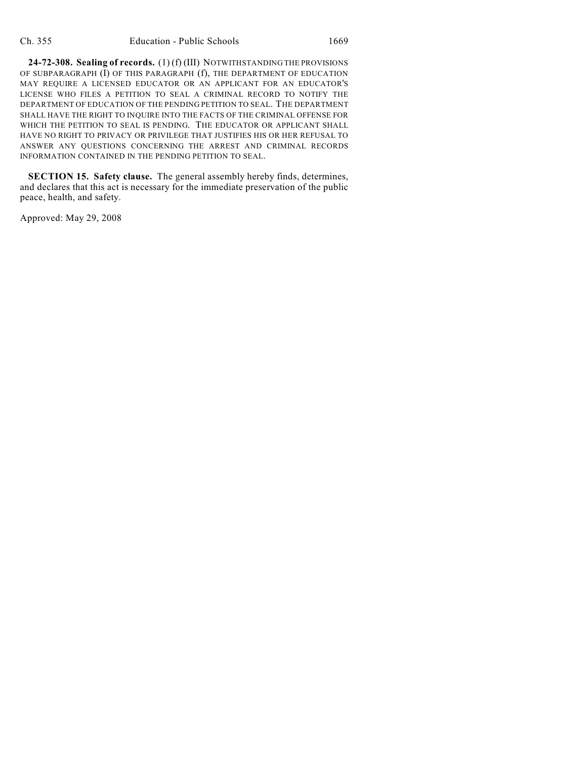**24-72-308. Sealing of records.** (1) (f) (III) NOTWITHSTANDING THE PROVISIONS OF SUBPARAGRAPH (I) OF THIS PARAGRAPH (f), THE DEPARTMENT OF EDUCATION MAY REQUIRE A LICENSED EDUCATOR OR AN APPLICANT FOR AN EDUCATOR'S LICENSE WHO FILES A PETITION TO SEAL A CRIMINAL RECORD TO NOTIFY THE DEPARTMENT OF EDUCATION OF THE PENDING PETITION TO SEAL. THE DEPARTMENT SHALL HAVE THE RIGHT TO INQUIRE INTO THE FACTS OF THE CRIMINAL OFFENSE FOR WHICH THE PETITION TO SEAL IS PENDING. THE EDUCATOR OR APPLICANT SHALL HAVE NO RIGHT TO PRIVACY OR PRIVILEGE THAT JUSTIFIES HIS OR HER REFUSAL TO ANSWER ANY QUESTIONS CONCERNING THE ARREST AND CRIMINAL RECORDS INFORMATION CONTAINED IN THE PENDING PETITION TO SEAL.

**SECTION 15. Safety clause.** The general assembly hereby finds, determines, and declares that this act is necessary for the immediate preservation of the public peace, health, and safety.

Approved: May 29, 2008